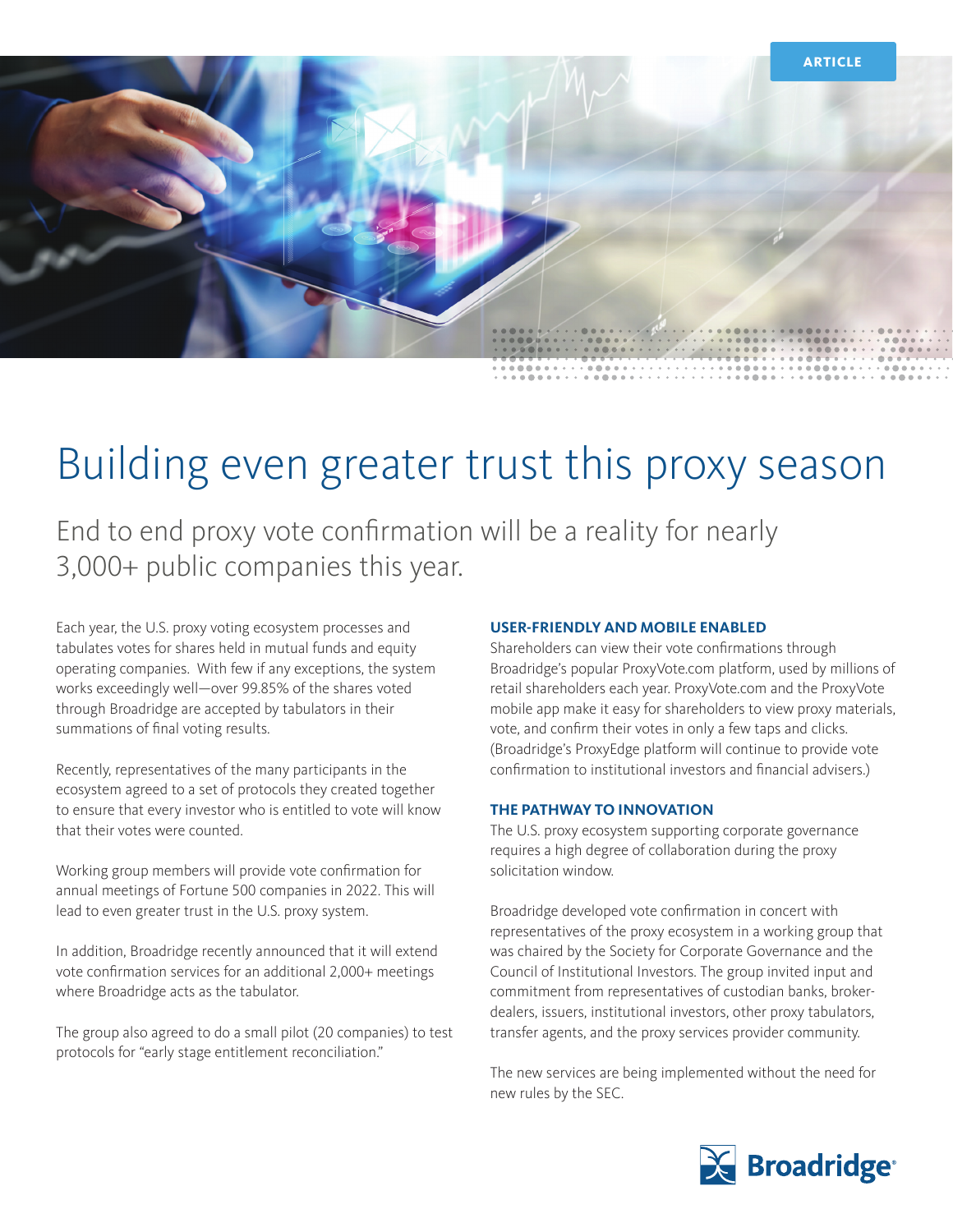ARTICLE

# Building even greater trust this proxy season

## End to end proxy vote confirmation will be a reality for nearly 3,000+ public companies this year.

Each year, the U.S. proxy voting ecosystem processes and tabulates votes for shares held in mutual funds and equity operating companies. With few if any exceptions, the system works exceedingly well—over 99.85% of the shares voted through Broadridge are accepted by tabulators in their summations of final voting results.

Recently, representatives of the many participants in the ecosystem agreed to a set of protocols they created together to ensure that every investor who is entitled to vote will know that their votes were counted.

Working group members will provide vote confirmation for annual meetings of Fortune 500 companies in 2022. This will lead to even greater trust in the U.S. proxy system.

In addition, Broadridge recently announced that it will extend vote confirmation services for an additional 2,000+ meetings where Broadridge acts as the tabulator.

The group also agreed to do a small pilot (20 companies) to test protocols for "early stage entitlement reconciliation."

### USER-FRIENDLY AND MOBILE ENABLED

Shareholders can view their vote confirmations through Broadridge's popular ProxyVote.com platform, used by millions of retail shareholders each year. ProxyVote.com and the ProxyVote mobile app make it easy for shareholders to view proxy materials, vote, and confirm their votes in only a few taps and clicks. (Broadridge's ProxyEdge platform will continue to provide vote confirmation to institutional investors and financial advisers.)

### THE PATHWAY TO INNOVATION

The U.S. proxy ecosystem supporting corporate governance requires a high degree of collaboration during the proxy solicitation window.

Broadridge developed vote confirmation in concert with representatives of the proxy ecosystem in a working group that was chaired by the Society for Corporate Governance and the Council of Institutional Investors. The group invited input and commitment from representatives of custodian banks, broker-dealers, issuers, institutional investors, other proxy tabulators, transfer agents, and the proxy services provider community.

The new services are being implemented without the need for new rules by the SEC.

Broadridge®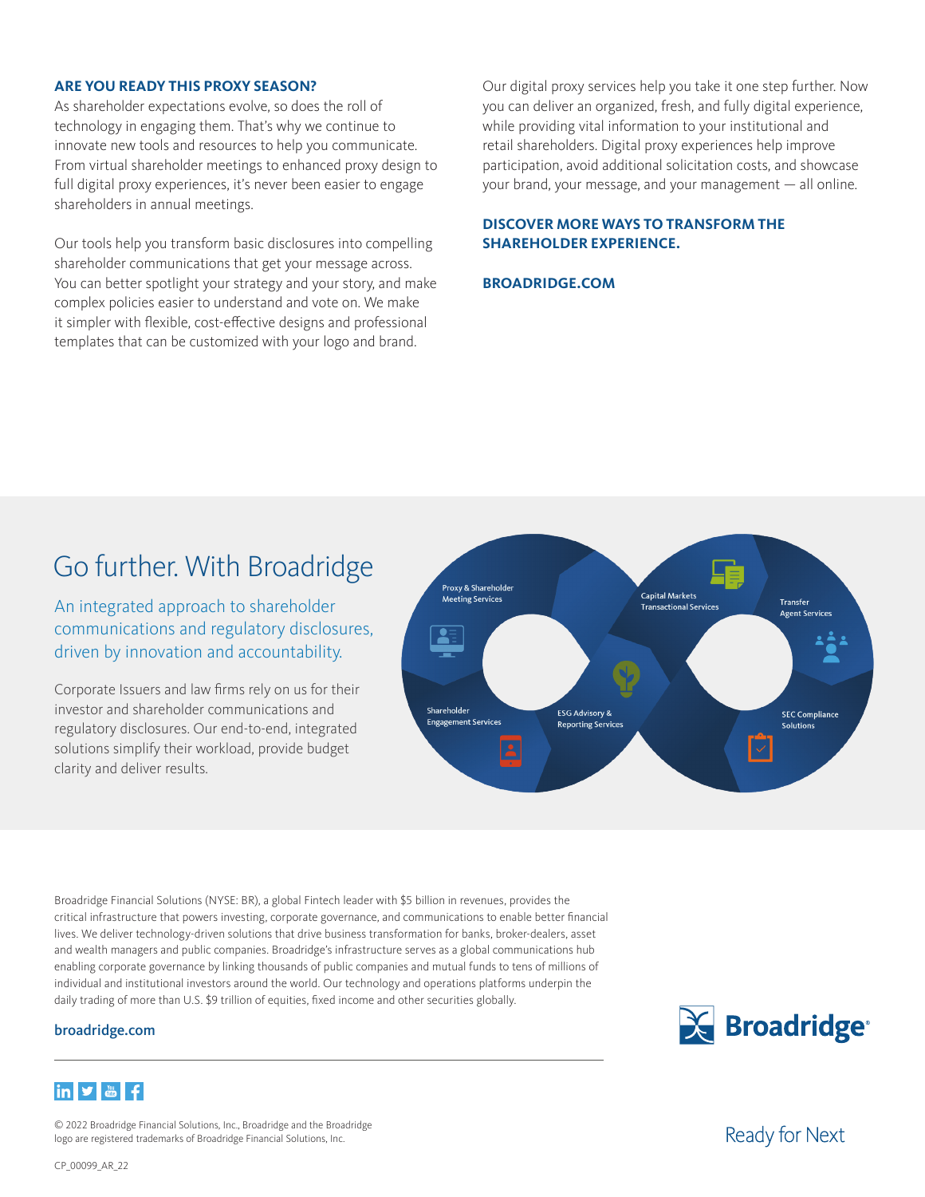## ARE YOU READY THIS PROXY SEASON?

As shareholder expectations evolve, so does the roll of technology in engaging them. That's why we continue to innovate new tools and resources to help you communicate. From virtual shareholder meetings to enhanced proxy design to full digital proxy experiences, it's never been easier to engage shareholders in annual meetings.

Our tools help you transform basic disclosures into compelling shareholder communications that get your message across. You can better spotlight your strategy and your story, and make complex policies easier to understand and vote on. We make it simpler with flexible, cost-effective designs and professional templates that can be customized with your logo and brand.

Our digital proxy services help you take it one step further. Now you can deliver an organized, fresh, and fully digital experience, while providing vital information to your institutional and retail shareholders. Digital proxy experiences help improve participation, avoid additional solicitation costs, and showcase your brand, your message, and your management — all online.

**DISCOVER MORE WAYS TO TRANSFORM THE SHAREHOLDER EXPERIENCE.**

**BROADRIDGE.COM**

# Go further. With Broadridge

## An integrated approach to shareholder communications and regulatory disclosures, driven by innovation and accountability.

Corporate Issuers and law firms rely on us for their investor and shareholder communications and regulatory disclosures. Our end-to-end, integrated solutions simplify their workload, provide budget clarity and deliver results.

Proxy & Shareholder Meeting Services

Capital Markets Transactional Services

Transfer Agent Services

Shareholder Engagement Services

ESG Advisory & Reporting Services

SEC Compliance Solutions

Broadridge Financial Solutions (NYSE: BR), a global Fintech leader with $5 billion in revenues, provides the critical infrastructure that powers investing, corporate governance, and communications to enable better financial lives. We deliver technology-driven solutions that drive business transformation for banks, broker-dealers, asset and wealth managers and public companies. Broadridge's infrastructure serves as a global communications hub enabling corporate governance by linking thousands of public companies and mutual funds to tens of millions of individual and institutional investors around the world. Our technology and operations platforms underpin the daily trading of more than U.S. $9 trillion of equities, fixed income and other securities globally.

broadridge.com

Broadridge®

© 2022 Broadridge Financial Solutions, Inc., Broadridge and the Broadridge logo are registered trademarks of Broadridge Financial Solutions, Inc.

Ready for Next

CP_00099_AR_22